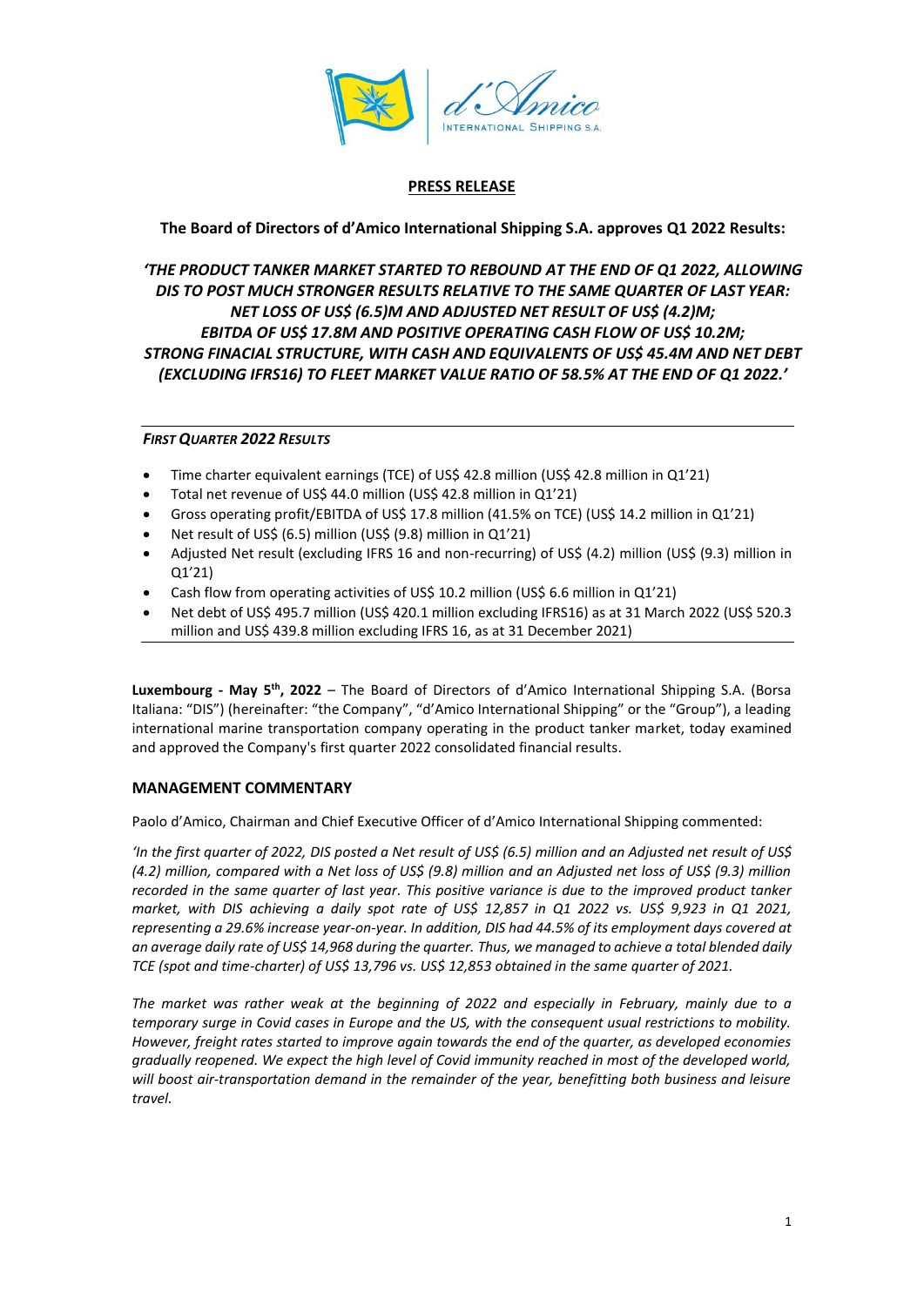## PRESS RELEASE

**The Board of Directors of d'Amico International Shipping S.A. approves Q1 2022 Results:**

***'THE PRODUCT TANKER MARKET STARTED TO REBOUND AT THE END OF Q1 2022, ALLOWING DIS TO POST MUCH STRONGER RESULTS RELATIVE TO THE SAME QUARTER OF LAST YEAR: NET LOSS OF US$ (6.5)M AND ADJUSTED NET RESULT OF US$ (4.2)M; EBITDA OF US$ 17.8M AND POSITIVE OPERATING CASH FLOW OF US$ 10.2M; STRONG FINACIAL STRUCTURE, WITH CASH AND EQUIVALENTS OF US$ 45.4M AND NET DEBT (EXCLUDING IFRS16) TO FLEET MARKET VALUE RATIO OF 58.5% AT THE END OF Q1 2022.'***

### *FIRST QUARTER 2022 RESULTS*

- Time charter equivalent earnings (TCE) of US$ 42.8 million (US$ 42.8 million in Q1'21)
- Total net revenue of US$ 44.0 million (US$ 42.8 million in Q1'21)
- Gross operating profit/EBITDA of US$ 17.8 million (41.5% on TCE) (US$ 14.2 million in Q1'21)
- Net result of US$ (6.5) million (US$ (9.8) million in Q1'21)
- Adjusted Net result (excluding IFRS 16 and non-recurring) of US$ (4.2) million (US$ (9.3) million in Q1'21)
- Cash flow from operating activities of US$ 10.2 million (US$ 6.6 million in Q1'21)
- Net debt of US$ 495.7 million (US$ 420.1 million excluding IFRS16) as at 31 March 2022 (US$ 520.3 million and US$ 439.8 million excluding IFRS 16, as at 31 December 2021)

**Luxembourg - May 5th, 2022** – The Board of Directors of d'Amico International Shipping S.A. (Borsa Italiana: "DIS") (hereinafter: "the Company", "d'Amico International Shipping" or the "Group"), a leading international marine transportation company operating in the product tanker market, today examined and approved the Company's first quarter 2022 consolidated financial results.

### MANAGEMENT COMMENTARY

Paolo d'Amico, Chairman and Chief Executive Officer of d'Amico International Shipping commented:

*'In the first quarter of 2022, DIS posted a Net result of US$ (6.5) million and an Adjusted net result of US$ (4.2) million, compared with a Net loss of US$ (9.8) million and an Adjusted net loss of US$ (9.3) million recorded in the same quarter of last year. This positive variance is due to the improved product tanker market, with DIS achieving a daily spot rate of US$ 12,857 in Q1 2022 vs. US$ 9,923 in Q1 2021, representing a 29.6% increase year-on-year. In addition, DIS had 44.5% of its employment days covered at an average daily rate of US$ 14,968 during the quarter. Thus, we managed to achieve a total blended daily TCE (spot and time-charter) of US$ 13,796 vs. US$ 12,853 obtained in the same quarter of 2021.*

*The market was rather weak at the beginning of 2022 and especially in February, mainly due to a temporary surge in Covid cases in Europe and the US, with the consequent usual restrictions to mobility. However, freight rates started to improve again towards the end of the quarter, as developed economies gradually reopened. We expect the high level of Covid immunity reached in most of the developed world, will boost air-transportation demand in the remainder of the year, benefitting both business and leisure travel.*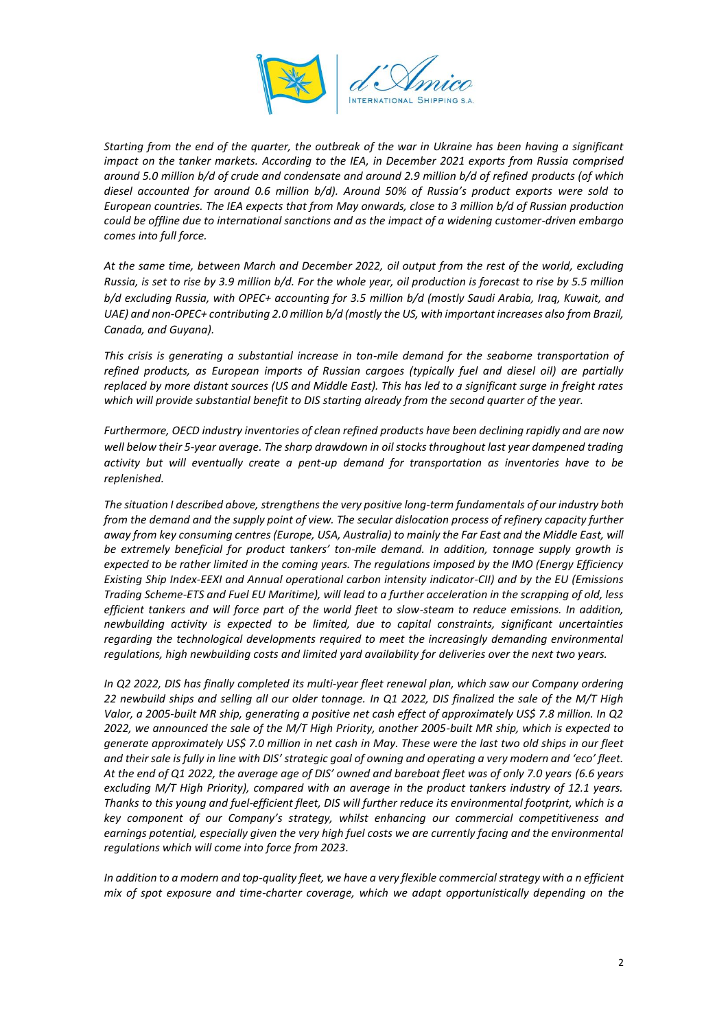*Starting from the end of the quarter, the outbreak of the war in Ukraine has been having a significant impact on the tanker markets. According to the IEA, in December 2021 exports from Russia comprised around 5.0 million b/d of crude and condensate and around 2.9 million b/d of refined products (of which diesel accounted for around 0.6 million b/d). Around 50% of Russia's product exports were sold to European countries. The IEA expects that from May onwards, close to 3 million b/d of Russian production could be offline due to international sanctions and as the impact of a widening customer-driven embargo comes into full force.*

*At the same time, between March and December 2022, oil output from the rest of the world, excluding Russia, is set to rise by 3.9 million b/d. For the whole year, oil production is forecast to rise by 5.5 million b/d excluding Russia, with OPEC+ accounting for 3.5 million b/d (mostly Saudi Arabia, Iraq, Kuwait, and UAE) and non-OPEC+ contributing 2.0 million b/d (mostly the US, with important increases also from Brazil, Canada, and Guyana).*

*This crisis is generating a substantial increase in ton-mile demand for the seaborne transportation of refined products, as European imports of Russian cargoes (typically fuel and diesel oil) are partially replaced by more distant sources (US and Middle East). This has led to a significant surge in freight rates which will provide substantial benefit to DIS starting already from the second quarter of the year.*

*Furthermore, OECD industry inventories of clean refined products have been declining rapidly and are now well below their 5-year average. The sharp drawdown in oil stocks throughout last year dampened trading activity but will eventually create a pent-up demand for transportation as inventories have to be replenished.*

*The situation I described above, strengthens the very positive long-term fundamentals of our industry both from the demand and the supply point of view. The secular dislocation process of refinery capacity further away from key consuming centres (Europe, USA, Australia) to mainly the Far East and the Middle East, will be extremely beneficial for product tankers' ton-mile demand. In addition, tonnage supply growth is expected to be rather limited in the coming years. The regulations imposed by the IMO (Energy Efficiency Existing Ship Index-EEXI and Annual operational carbon intensity indicator-CII) and by the EU (Emissions Trading Scheme-ETS and Fuel EU Maritime), will lead to a further acceleration in the scrapping of old, less efficient tankers and will force part of the world fleet to slow-steam to reduce emissions. In addition, newbuilding activity is expected to be limited, due to capital constraints, significant uncertainties regarding the technological developments required to meet the increasingly demanding environmental regulations, high newbuilding costs and limited yard availability for deliveries over the next two years.*

*In Q2 2022, DIS has finally completed its multi-year fleet renewal plan, which saw our Company ordering 22 newbuild ships and selling all our older tonnage. In Q1 2022, DIS finalized the sale of the M/T High Valor, a 2005-built MR ship, generating a positive net cash effect of approximately US$ 7.8 million. In Q2 2022, we announced the sale of the M/T High Priority, another 2005-built MR ship, which is expected to generate approximately US$ 7.0 million in net cash in May. These were the last two old ships in our fleet and their sale is fully in line with DIS' strategic goal of owning and operating a very modern and 'eco' fleet. At the end of Q1 2022, the average age of DIS' owned and bareboat fleet was of only 7.0 years (6.6 years excluding M/T High Priority), compared with an average in the product tankers industry of 12.1 years. Thanks to this young and fuel-efficient fleet, DIS will further reduce its environmental footprint, which is a key component of our Company's strategy, whilst enhancing our commercial competitiveness and earnings potential, especially given the very high fuel costs we are currently facing and the environmental regulations which will come into force from 2023.*

*In addition to a modern and top-quality fleet, we have a very flexible commercial strategy with a n efficient mix of spot exposure and time-charter coverage, which we adapt opportunistically depending on the*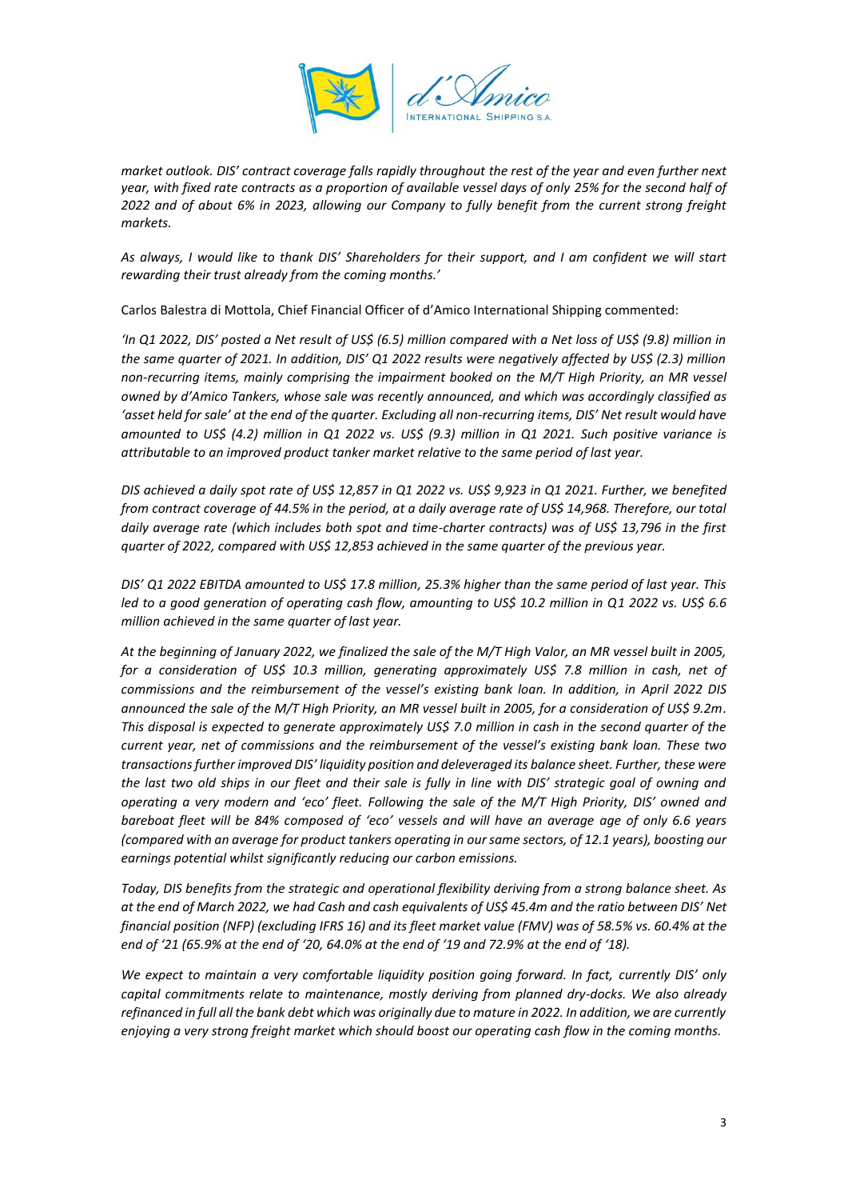*market outlook. DIS' contract coverage falls rapidly throughout the rest of the year and even further next year, with fixed rate contracts as a proportion of available vessel days of only 25% for the second half of 2022 and of about 6% in 2023, allowing our Company to fully benefit from the current strong freight markets.*

*As always, I would like to thank DIS' Shareholders for their support, and I am confident we will start rewarding their trust already from the coming months.'*

Carlos Balestra di Mottola, Chief Financial Officer of d'Amico International Shipping commented:

*'In Q1 2022, DIS' posted a Net result of US$ (6.5) million compared with a Net loss of US$ (9.8) million in the same quarter of 2021. In addition, DIS' Q1 2022 results were negatively affected by US$ (2.3) million non-recurring items, mainly comprising the impairment booked on the M/T High Priority, an MR vessel owned by d'Amico Tankers, whose sale was recently announced, and which was accordingly classified as 'asset held for sale' at the end of the quarter. Excluding all non-recurring items, DIS' Net result would have amounted to US$ (4.2) million in Q1 2022 vs. US$ (9.3) million in Q1 2021. Such positive variance is attributable to an improved product tanker market relative to the same period of last year.*

*DIS achieved a daily spot rate of US$ 12,857 in Q1 2022 vs. US$ 9,923 in Q1 2021. Further, we benefited from contract coverage of 44.5% in the period, at a daily average rate of US$ 14,968. Therefore, our total daily average rate (which includes both spot and time-charter contracts) was of US$ 13,796 in the first quarter of 2022, compared with US$ 12,853 achieved in the same quarter of the previous year.*

*DIS' Q1 2022 EBITDA amounted to US$ 17.8 million, 25.3% higher than the same period of last year. This led to a good generation of operating cash flow, amounting to US$ 10.2 million in Q1 2022 vs. US$ 6.6 million achieved in the same quarter of last year.*

*At the beginning of January 2022, we finalized the sale of the M/T High Valor, an MR vessel built in 2005, for a consideration of US$ 10.3 million, generating approximately US$ 7.8 million in cash, net of commissions and the reimbursement of the vessel's existing bank loan. In addition, in April 2022 DIS announced the sale of the M/T High Priority, an MR vessel built in 2005, for a consideration of US$ 9.2m. This disposal is expected to generate approximately US$ 7.0 million in cash in the second quarter of the current year, net of commissions and the reimbursement of the vessel's existing bank loan. These two transactions further improved DIS' liquidity position and deleveraged its balance sheet. Further, these were the last two old ships in our fleet and their sale is fully in line with DIS' strategic goal of owning and operating a very modern and 'eco' fleet. Following the sale of the M/T High Priority, DIS' owned and bareboat fleet will be 84% composed of 'eco' vessels and will have an average age of only 6.6 years (compared with an average for product tankers operating in our same sectors, of 12.1 years), boosting our earnings potential whilst significantly reducing our carbon emissions.*

*Today, DIS benefits from the strategic and operational flexibility deriving from a strong balance sheet. As at the end of March 2022, we had Cash and cash equivalents of US$ 45.4m and the ratio between DIS' Net financial position (NFP) (excluding IFRS 16) and its fleet market value (FMV) was of 58.5% vs. 60.4% at the end of '21 (65.9% at the end of '20, 64.0% at the end of '19 and 72.9% at the end of '18).*

*We expect to maintain a very comfortable liquidity position going forward. In fact, currently DIS' only capital commitments relate to maintenance, mostly deriving from planned dry-docks. We also already refinanced in full all the bank debt which was originally due to mature in 2022. In addition, we are currently enjoying a very strong freight market which should boost our operating cash flow in the coming months.*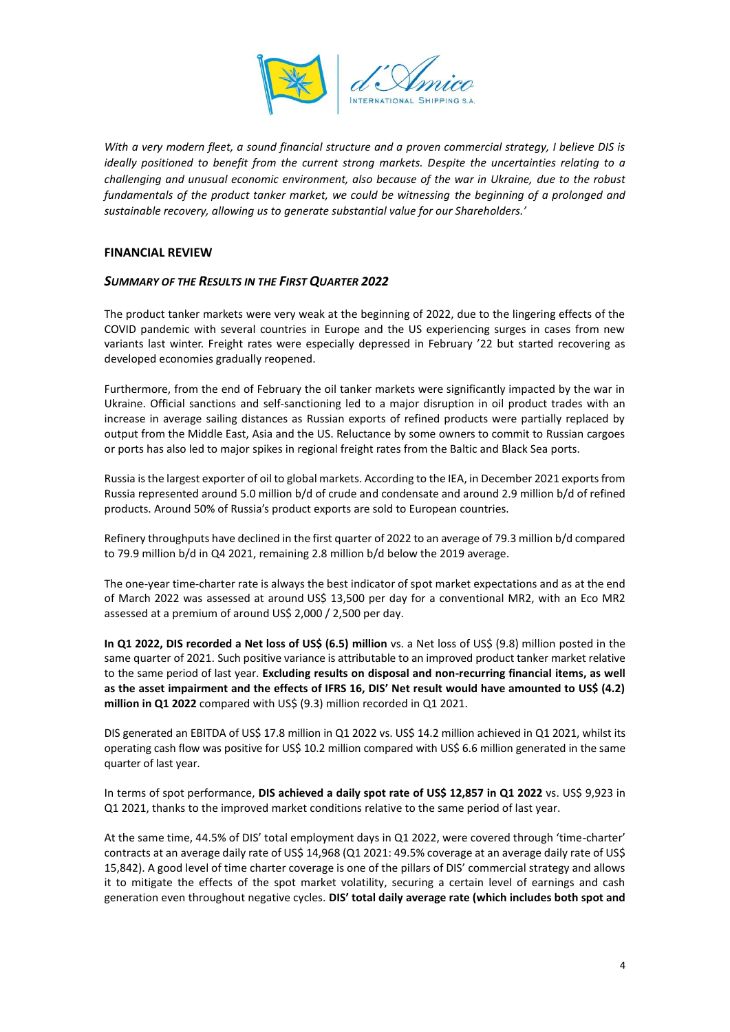*With a very modern fleet, a sound financial structure and a proven commercial strategy, I believe DIS is ideally positioned to benefit from the current strong markets. Despite the uncertainties relating to a challenging and unusual economic environment, also because of the war in Ukraine, due to the robust fundamentals of the product tanker market, we could be witnessing the beginning of a prolonged and sustainable recovery, allowing us to generate substantial value for our Shareholders.'*

## FINANCIAL REVIEW

### *SUMMARY OF THE RESULTS IN THE FIRST QUARTER 2022*

The product tanker markets were very weak at the beginning of 2022, due to the lingering effects of the COVID pandemic with several countries in Europe and the US experiencing surges in cases from new variants last winter. Freight rates were especially depressed in February '22 but started recovering as developed economies gradually reopened.

Furthermore, from the end of February the oil tanker markets were significantly impacted by the war in Ukraine. Official sanctions and self-sanctioning led to a major disruption in oil product trades with an increase in average sailing distances as Russian exports of refined products were partially replaced by output from the Middle East, Asia and the US. Reluctance by some owners to commit to Russian cargoes or ports has also led to major spikes in regional freight rates from the Baltic and Black Sea ports.

Russia is the largest exporter of oil to global markets. According to the IEA, in December 2021 exports from Russia represented around 5.0 million b/d of crude and condensate and around 2.9 million b/d of refined products. Around 50% of Russia's product exports are sold to European countries.

Refinery throughputs have declined in the first quarter of 2022 to an average of 79.3 million b/d compared to 79.9 million b/d in Q4 2021, remaining 2.8 million b/d below the 2019 average.

The one-year time-charter rate is always the best indicator of spot market expectations and as at the end of March 2022 was assessed at around US$ 13,500 per day for a conventional MR2, with an Eco MR2 assessed at a premium of around US$ 2,000 / 2,500 per day.

**In Q1 2022, DIS recorded a Net loss of US$ (6.5) million** vs. a Net loss of US$ (9.8) million posted in the same quarter of 2021. Such positive variance is attributable to an improved product tanker market relative to the same period of last year. **Excluding results on disposal and non-recurring financial items, as well as the asset impairment and the effects of IFRS 16, DIS' Net result would have amounted to US$ (4.2) million in Q1 2022** compared with US$ (9.3) million recorded in Q1 2021.

DIS generated an EBITDA of US$ 17.8 million in Q1 2022 vs. US$ 14.2 million achieved in Q1 2021, whilst its operating cash flow was positive for US$ 10.2 million compared with US$ 6.6 million generated in the same quarter of last year.

In terms of spot performance, **DIS achieved a daily spot rate of US$ 12,857 in Q1 2022** vs. US$ 9,923 in Q1 2021, thanks to the improved market conditions relative to the same period of last year.

At the same time, 44.5% of DIS' total employment days in Q1 2022, were covered through 'time-charter' contracts at an average daily rate of US$ 14,968 (Q1 2021: 49.5% coverage at an average daily rate of US$ 15,842). A good level of time charter coverage is one of the pillars of DIS' commercial strategy and allows it to mitigate the effects of the spot market volatility, securing a certain level of earnings and cash generation even throughout negative cycles. **DIS' total daily average rate (which includes both spot and**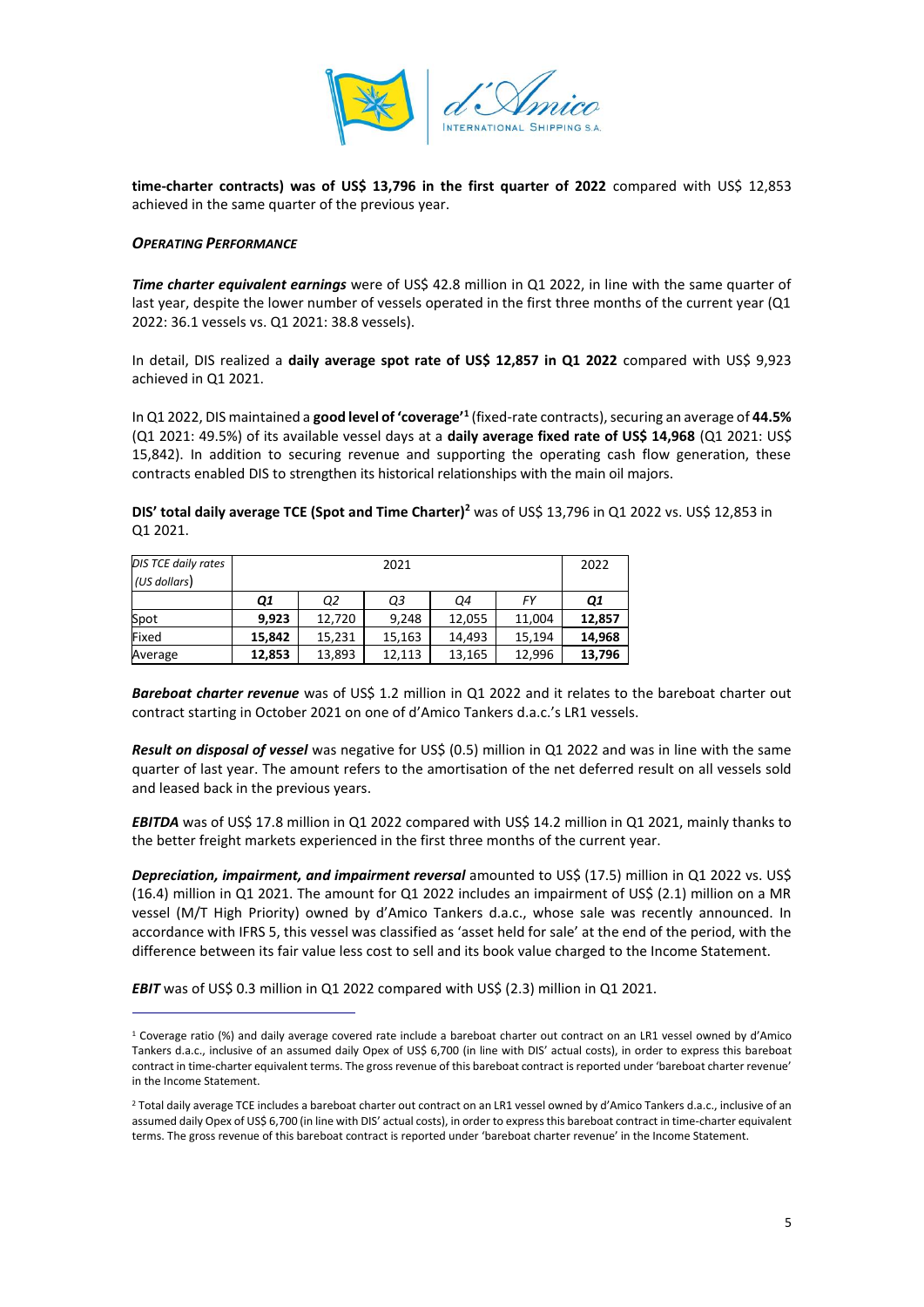**time-charter contracts) was of US$ 13,796 in the first quarter of 2022** compared with US$ 12,853 achieved in the same quarter of the previous year.

***OPERATING PERFORMANCE***

***Time charter equivalent earnings*** were of US$ 42.8 million in Q1 2022, in line with the same quarter of last year, despite the lower number of vessels operated in the first three months of the current year (Q1 2022: 36.1 vessels vs. Q1 2021: 38.8 vessels).

In detail, DIS realized a **daily average spot rate of US$ 12,857 in Q1 2022** compared with US$ 9,923 achieved in Q1 2021.

In Q1 2022, DIS maintained a **good level of 'coverage'**[1] (fixed-rate contracts), securing an average of **44.5%** (Q1 2021: 49.5%) of its available vessel days at a **daily average fixed rate of US$ 14,968** (Q1 2021: US$ 15,842). In addition to securing revenue and supporting the operating cash flow generation, these contracts enabled DIS to strengthen its historical relationships with the main oil majors.

**DIS' total daily average TCE (Spot and Time Charter)**[2] was of US$ 13,796 in Q1 2022 vs. US$ 12,853 in Q1 2021.

| *DIS TCE daily rates (US dollars)* | 2021 | | | | | 2022 |
|---|---|---|---|---|---|---|
| | ***Q1*** | *Q2* | *Q3* | *Q4* | *FY* | ***Q1*** |
| Spot | **9,923** | 12,720 | 9,248 | 12,055 | 11,004 | **12,857** |
| Fixed | **15,842** | 15,231 | 15,163 | 14,493 | 15,194 | **14,968** |
| Average | **12,853** | 13,893 | 12,113 | 13,165 | 12,996 | **13,796** |

***Bareboat charter revenue*** was of US$ 1.2 million in Q1 2022 and it relates to the bareboat charter out contract starting in October 2021 on one of d'Amico Tankers d.a.c.'s LR1 vessels.

***Result on disposal of vessel*** was negative for US$ (0.5) million in Q1 2022 and was in line with the same quarter of last year. The amount refers to the amortisation of the net deferred result on all vessels sold and leased back in the previous years.

***EBITDA*** was of US$ 17.8 million in Q1 2022 compared with US$ 14.2 million in Q1 2021, mainly thanks to the better freight markets experienced in the first three months of the current year.

***Depreciation, impairment, and impairment reversal*** amounted to US$ (17.5) million in Q1 2022 vs. US$ (16.4) million in Q1 2021. The amount for Q1 2022 includes an impairment of US$ (2.1) million on a MR vessel (M/T High Priority) owned by d'Amico Tankers d.a.c., whose sale was recently announced. In accordance with IFRS 5, this vessel was classified as 'asset held for sale' at the end of the period, with the difference between its fair value less cost to sell and its book value charged to the Income Statement.

***EBIT*** was of US$ 0.3 million in Q1 2022 compared with US$ (2.3) million in Q1 2021.

---

[1] Coverage ratio (%) and daily average covered rate include a bareboat charter out contract on an LR1 vessel owned by d'Amico Tankers d.a.c., inclusive of an assumed daily Opex of US$ 6,700 (in line with DIS' actual costs), in order to express this bareboat contract in time-charter equivalent terms. The gross revenue of this bareboat contract is reported under 'bareboat charter revenue' in the Income Statement.

[2] Total daily average TCE includes a bareboat charter out contract on an LR1 vessel owned by d'Amico Tankers d.a.c., inclusive of an assumed daily Opex of US$ 6,700 (in line with DIS' actual costs), in order to express this bareboat contract in time-charter equivalent terms. The gross revenue of this bareboat contract is reported under 'bareboat charter revenue' in the Income Statement.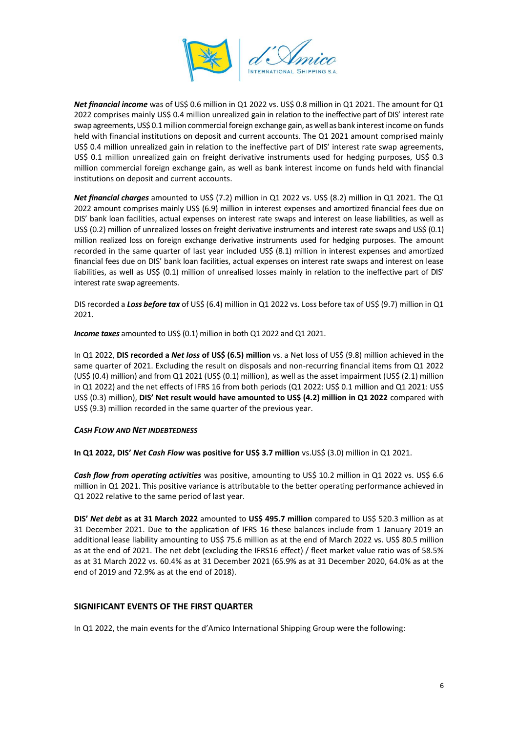***Net financial income*** was of US$ 0.6 million in Q1 2022 vs. US$ 0.8 million in Q1 2021. The amount for Q1 2022 comprises mainly US$ 0.4 million unrealized gain in relation to the ineffective part of DIS' interest rate swap agreements, US$ 0.1 million commercial foreign exchange gain, as well as bank interest income on funds held with financial institutions on deposit and current accounts. The Q1 2021 amount comprised mainly US$ 0.4 million unrealized gain in relation to the ineffective part of DIS' interest rate swap agreements, US$ 0.1 million unrealized gain on freight derivative instruments used for hedging purposes, US$ 0.3 million commercial foreign exchange gain, as well as bank interest income on funds held with financial institutions on deposit and current accounts.

***Net financial charges*** amounted to US$ (7.2) million in Q1 2022 vs. US$ (8.2) million in Q1 2021. The Q1 2022 amount comprises mainly US$ (6.9) million in interest expenses and amortized financial fees due on DIS' bank loan facilities, actual expenses on interest rate swaps and interest on lease liabilities, as well as US$ (0.2) million of unrealized losses on freight derivative instruments and interest rate swaps and US$ (0.1) million realized loss on foreign exchange derivative instruments used for hedging purposes. The amount recorded in the same quarter of last year included US$ (8.1) million in interest expenses and amortized financial fees due on DIS' bank loan facilities, actual expenses on interest rate swaps and interest on lease liabilities, as well as US$ (0.1) million of unrealised losses mainly in relation to the ineffective part of DIS' interest rate swap agreements.

DIS recorded a ***Loss before tax*** of US$ (6.4) million in Q1 2022 vs. Loss before tax of US$ (9.7) million in Q1 2021.

***Income taxes*** amounted to US$ (0.1) million in both Q1 2022 and Q1 2021.

In Q1 2022, **DIS recorded a *Net loss* of US$ (6.5) million** vs. a Net loss of US$ (9.8) million achieved in the same quarter of 2021. Excluding the result on disposals and non-recurring financial items from Q1 2022 (US$ (0.4) million) and from Q1 2021 (US$ (0.1) million), as well as the asset impairment (US$ (2.1) million in Q1 2022) and the net effects of IFRS 16 from both periods (Q1 2022: US$ 0.1 million and Q1 2021: US$ US$ (0.3) million), **DIS' Net result would have amounted to US$ (4.2) million in Q1 2022** compared with US$ (9.3) million recorded in the same quarter of the previous year.

***CASH FLOW AND NET INDEBTEDNESS***

**In Q1 2022, DIS' *Net Cash Flow* was positive for US$ 3.7 million** vs.US$ (3.0) million in Q1 2021.

***Cash flow from operating activities*** was positive, amounting to US$ 10.2 million in Q1 2022 vs. US$ 6.6 million in Q1 2021. This positive variance is attributable to the better operating performance achieved in Q1 2022 relative to the same period of last year.

**DIS' *Net debt* as at 31 March 2022** amounted to **US$ 495.7 million** compared to US$ 520.3 million as at 31 December 2021. Due to the application of IFRS 16 these balances include from 1 January 2019 an additional lease liability amounting to US$ 75.6 million as at the end of March 2022 vs. US$ 80.5 million as at the end of 2021. The net debt (excluding the IFRS16 effect) / fleet market value ratio was of 58.5% as at 31 March 2022 vs. 60.4% as at 31 December 2021 (65.9% as at 31 December 2020, 64.0% as at the end of 2019 and 72.9% as at the end of 2018).

## SIGNIFICANT EVENTS OF THE FIRST QUARTER

In Q1 2022, the main events for the d'Amico International Shipping Group were the following: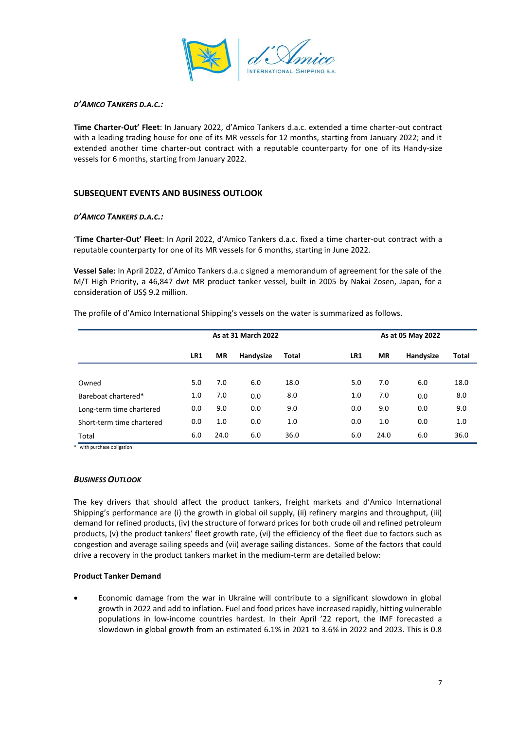### *D'AMICO TANKERS D.A.C.:*

**Time Charter-Out' Fleet**: In January 2022, d'Amico Tankers d.a.c. extended a time charter-out contract with a leading trading house for one of its MR vessels for 12 months, starting from January 2022; and it extended another time charter-out contract with a reputable counterparty for one of its Handy-size vessels for 6 months, starting from January 2022.

## SUBSEQUENT EVENTS AND BUSINESS OUTLOOK

### *D'AMICO TANKERS D.A.C.:*

'**Time Charter-Out' Fleet**: In April 2022, d'Amico Tankers d.a.c. fixed a time charter-out contract with a reputable counterparty for one of its MR vessels for 6 months, starting in June 2022.

**Vessel Sale:** In April 2022, d'Amico Tankers d.a.c signed a memorandum of agreement for the sale of the M/T High Priority, a 46,847 dwt MR product tanker vessel, built in 2005 by Nakai Zosen, Japan, for a consideration of US$ 9.2 million.

The profile of d'Amico International Shipping's vessels on the water is summarized as follows.

| | As at 31 March 2022 | | | | As at 05 May 2022 | | | |
|---|---|---|---|---|---|---|---|---|
| | **LR1** | **MR** | **Handysize** | **Total** | **LR1** | **MR** | **Handysize** | **Total** |
| Owned | 5.0 | 7.0 | 6.0 | 18.0 | 5.0 | 7.0 | 6.0 | 18.0 |
| Bareboat chartered* | 1.0 | 7.0 | 0.0 | 8.0 | 1.0 | 7.0 | 0.0 | 8.0 |
| Long-term time chartered | 0.0 | 9.0 | 0.0 | 9.0 | 0.0 | 9.0 | 0.0 | 9.0 |
| Short-term time chartered | 0.0 | 1.0 | 0.0 | 1.0 | 0.0 | 1.0 | 0.0 | 1.0 |
| Total | 6.0 | 24.0 | 6.0 | 36.0 | 6.0 | 24.0 | 6.0 | 36.0 |

\* with purchase obligation

### *BUSINESS OUTLOOK*

The key drivers that should affect the product tankers, freight markets and d'Amico International Shipping's performance are (i) the growth in global oil supply, (ii) refinery margins and throughput, (iii) demand for refined products, (iv) the structure of forward prices for both crude oil and refined petroleum products, (v) the product tankers' fleet growth rate, (vi) the efficiency of the fleet due to factors such as congestion and average sailing speeds and (vii) average sailing distances. Some of the factors that could drive a recovery in the product tankers market in the medium-term are detailed below:

**Product Tanker Demand**

- Economic damage from the war in Ukraine will contribute to a significant slowdown in global growth in 2022 and add to inflation. Fuel and food prices have increased rapidly, hitting vulnerable populations in low-income countries hardest. In their April '22 report, the IMF forecasted a slowdown in global growth from an estimated 6.1% in 2021 to 3.6% in 2022 and 2023. This is 0.8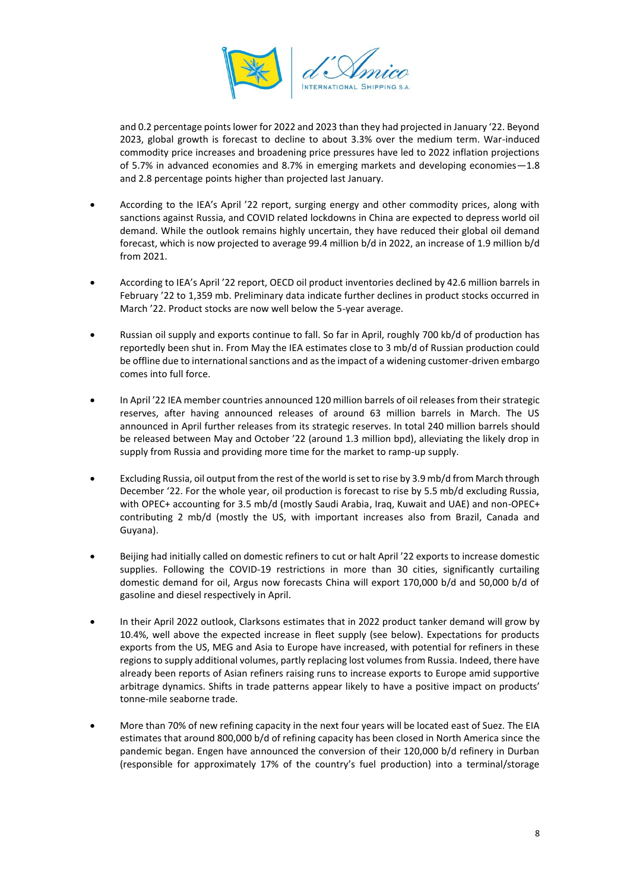and 0.2 percentage points lower for 2022 and 2023 than they had projected in January '22. Beyond 2023, global growth is forecast to decline to about 3.3% over the medium term. War-induced commodity price increases and broadening price pressures have led to 2022 inflation projections of 5.7% in advanced economies and 8.7% in emerging markets and developing economies—1.8 and 2.8 percentage points higher than projected last January.

- According to the IEA's April '22 report, surging energy and other commodity prices, along with sanctions against Russia, and COVID related lockdowns in China are expected to depress world oil demand. While the outlook remains highly uncertain, they have reduced their global oil demand forecast, which is now projected to average 99.4 million b/d in 2022, an increase of 1.9 million b/d from 2021.

- According to IEA's April '22 report, OECD oil product inventories declined by 42.6 million barrels in February '22 to 1,359 mb. Preliminary data indicate further declines in product stocks occurred in March '22. Product stocks are now well below the 5-year average.

- Russian oil supply and exports continue to fall. So far in April, roughly 700 kb/d of production has reportedly been shut in. From May the IEA estimates close to 3 mb/d of Russian production could be offline due to international sanctions and as the impact of a widening customer-driven embargo comes into full force.

- In April '22 IEA member countries announced 120 million barrels of oil releases from their strategic reserves, after having announced releases of around 63 million barrels in March. The US announced in April further releases from its strategic reserves. In total 240 million barrels should be released between May and October '22 (around 1.3 million bpd), alleviating the likely drop in supply from Russia and providing more time for the market to ramp-up supply.

- Excluding Russia, oil output from the rest of the world is set to rise by 3.9 mb/d from March through December '22. For the whole year, oil production is forecast to rise by 5.5 mb/d excluding Russia, with OPEC+ accounting for 3.5 mb/d (mostly Saudi Arabia, Iraq, Kuwait and UAE) and non-OPEC+ contributing 2 mb/d (mostly the US, with important increases also from Brazil, Canada and Guyana).

- Beijing had initially called on domestic refiners to cut or halt April '22 exports to increase domestic supplies. Following the COVID-19 restrictions in more than 30 cities, significantly curtailing domestic demand for oil, Argus now forecasts China will export 170,000 b/d and 50,000 b/d of gasoline and diesel respectively in April.

- In their April 2022 outlook, Clarksons estimates that in 2022 product tanker demand will grow by 10.4%, well above the expected increase in fleet supply (see below). Expectations for products exports from the US, MEG and Asia to Europe have increased, with potential for refiners in these regions to supply additional volumes, partly replacing lost volumes from Russia. Indeed, there have already been reports of Asian refiners raising runs to increase exports to Europe amid supportive arbitrage dynamics. Shifts in trade patterns appear likely to have a positive impact on products' tonne-mile seaborne trade.

- More than 70% of new refining capacity in the next four years will be located east of Suez. The EIA estimates that around 800,000 b/d of refining capacity has been closed in North America since the pandemic began. Engen have announced the conversion of their 120,000 b/d refinery in Durban (responsible for approximately 17% of the country's fuel production) into a terminal/storage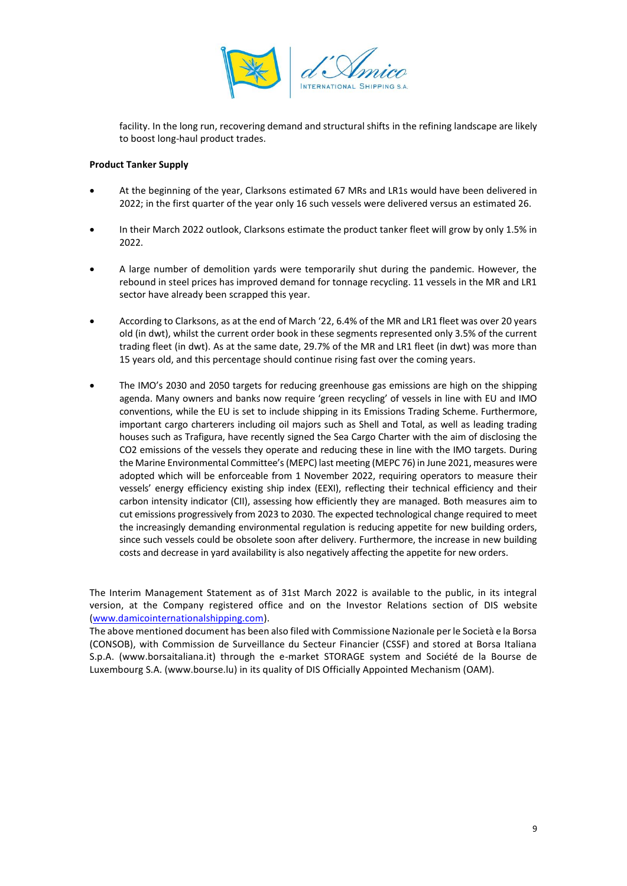facility. In the long run, recovering demand and structural shifts in the refining landscape are likely to boost long-haul product trades.

**Product Tanker Supply**

- At the beginning of the year, Clarksons estimated 67 MRs and LR1s would have been delivered in 2022; in the first quarter of the year only 16 such vessels were delivered versus an estimated 26.

- In their March 2022 outlook, Clarksons estimate the product tanker fleet will grow by only 1.5% in 2022.

- A large number of demolition yards were temporarily shut during the pandemic. However, the rebound in steel prices has improved demand for tonnage recycling. 11 vessels in the MR and LR1 sector have already been scrapped this year.

- According to Clarksons, as at the end of March '22, 6.4% of the MR and LR1 fleet was over 20 years old (in dwt), whilst the current order book in these segments represented only 3.5% of the current trading fleet (in dwt). As at the same date, 29.7% of the MR and LR1 fleet (in dwt) was more than 15 years old, and this percentage should continue rising fast over the coming years.

- The IMO's 2030 and 2050 targets for reducing greenhouse gas emissions are high on the shipping agenda. Many owners and banks now require 'green recycling' of vessels in line with EU and IMO conventions, while the EU is set to include shipping in its Emissions Trading Scheme. Furthermore, important cargo charterers including oil majors such as Shell and Total, as well as leading trading houses such as Trafigura, have recently signed the Sea Cargo Charter with the aim of disclosing the $CO_2$ emissions of the vessels they operate and reducing these in line with the IMO targets. During the Marine Environmental Committee's (MEPC) last meeting (MEPC 76) in June 2021, measures were adopted which will be enforceable from 1 November 2022, requiring operators to measure their vessels' energy efficiency existing ship index (EEXI), reflecting their technical efficiency and their carbon intensity indicator (CII), assessing how efficiently they are managed. Both measures aim to cut emissions progressively from 2023 to 2030. The expected technological change required to meet the increasingly demanding environmental regulation is reducing appetite for new building orders, since such vessels could be obsolete soon after delivery. Furthermore, the increase in new building costs and decrease in yard availability is also negatively affecting the appetite for new orders.

The Interim Management Statement as of 31st March 2022 is available to the public, in its integral version, at the Company registered office and on the Investor Relations section of DIS website (www.damicointernationalshipping.com).
The above mentioned document has been also filed with Commissione Nazionale per le Società e la Borsa (CONSOB), with Commission de Surveillance du Secteur Financier (CSSF) and stored at Borsa Italiana S.p.A. (www.borsaitaliana.it) through the e-market STORAGE system and Société de la Bourse de Luxembourg S.A. (www.bourse.lu) in its quality of DIS Officially Appointed Mechanism (OAM).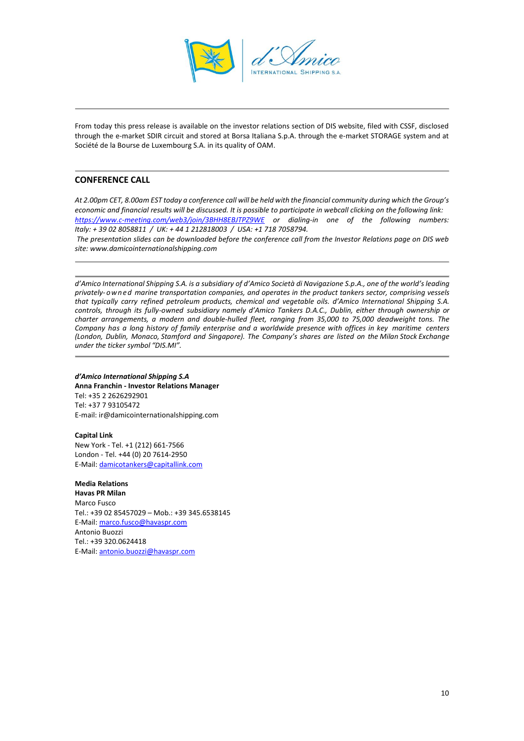From today this press release is available on the investor relations section of DIS website, filed with CSSF, disclosed through the e-market SDIR circuit and stored at Borsa Italiana S.p.A. through the e-market STORAGE system and at Société de la Bourse de Luxembourg S.A. in its quality of OAM.

## CONFERENCE CALL

*At 2.00pm CET, 8.00am EST today a conference call will be held with the financial community during which the Group's economic and financial results will be discussed. It is possible to participate in webcall clicking on the following link: https://www.c-meeting.com/web3/join/3BHH8EBJTPZ9WE or dialing-in one of the following numbers: Italy: + 39 02 8058811 / UK: + 44 1 212818003 / USA: +1 718 7058794.*

*The presentation slides can be downloaded before the conference call from the Investor Relations page on DIS web site: www.damicointernationalshipping.com*

*d'Amico International Shipping S.A. is a subsidiary of d'Amico Società di Navigazione S.p.A., one of the world's leading privately-owned marine transportation companies, and operates in the product tankers sector, comprising vessels that typically carry refined petroleum products, chemical and vegetable oils. d'Amico International Shipping S.A. controls, through its fully-owned subsidiary namely d'Amico Tankers D.A.C., Dublin, either through ownership or charter arrangements, a modern and double-hulled fleet, ranging from 35,000 to 75,000 deadweight tons. The Company has a long history of family enterprise and a worldwide presence with offices in key maritime centers (London, Dublin, Monaco, Stamford and Singapore). The Company's shares are listed on the Milan Stock Exchange under the ticker symbol "DIS.MI".*

***d'Amico International Shipping S.A***
**Anna Franchin - Investor Relations Manager**
Tel: +35 2 2626292901
Tel: +37 7 93105472
E-mail: ir@damicointernationalshipping.com

**Capital Link**
New York - Tel. +1 (212) 661-7566
London - Tel. +44 (0) 20 7614-2950
E-Mail: damicotankers@capitallink.com

**Media Relations**
**Havas PR Milan**
Marco Fusco
Tel.: +39 02 85457029 – Mob.: +39 345.6538145
E-Mail: marco.fusco@havaspr.com
Antonio Buozzi
Tel.: +39 320.0624418
E-Mail: antonio.buozzi@havaspr.com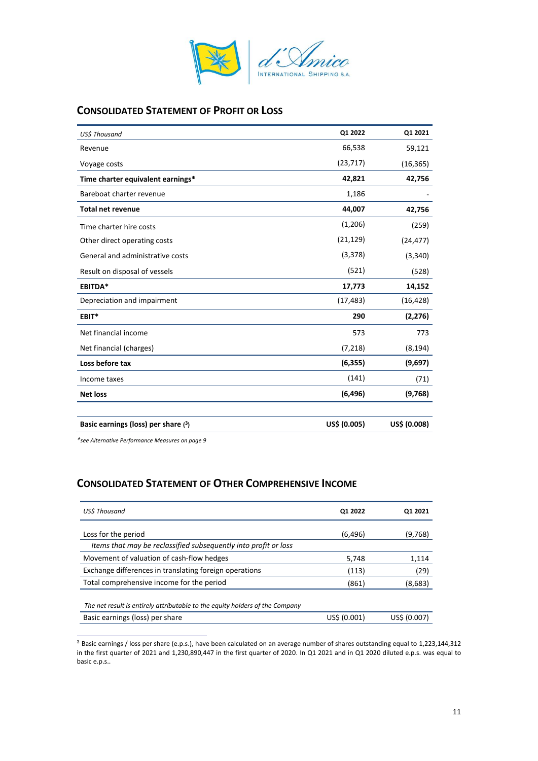## CONSOLIDATED STATEMENT OF PROFIT OR LOSS

| *US$ Thousand* | Q1 2022 | Q1 2021 |
|---|---|---|
| Revenue | 66,538 | 59,121 |
| Voyage costs | (23,717) | (16,365) |
| **Time charter equivalent earnings*** | **42,821** | **42,756** |
| Bareboat charter revenue | 1,186 | - |
| **Total net revenue** | **44,007** | **42,756** |
| Time charter hire costs | (1,206) | (259) |
| Other direct operating costs | (21,129) | (24,477) |
| General and administrative costs | (3,378) | (3,340) |
| Result on disposal of vessels | (521) | (528) |
| **EBITDA*** | **17,773** | **14,152** |
| Depreciation and impairment | (17,483) | (16,428) |
| **EBIT*** | **290** | **(2,276)** |
| Net financial income | 573 | 773 |
| Net financial (charges) | (7,218) | (8,194) |
| **Loss before tax** | **(6,355)** | **(9,697)** |
| Income taxes | (141) | (71) |
| **Net loss** | **(6,496)** | **(9,768)** |
| | | |
| **Basic earnings (loss) per share** [3] | **US$ (0.005)** | **US$ (0.008)** |

**see Alternative Performance Measures on page 9*

## CONSOLIDATED STATEMENT OF OTHER COMPREHENSIVE INCOME

| *US$ Thousand* | Q1 2022 | Q1 2021 |
|---|---|---|
| Loss for the period | (6,496) | (9,768) |
| *Items that may be reclassified subsequently into profit or loss* | | |
| Movement of valuation of cash-flow hedges | 5,748 | 1,114 |
| Exchange differences in translating foreign operations | (113) | (29) |
| Total comprehensive income for the period | (861) | (8,683) |
| | | |
| *The net result is entirely attributable to the equity holders of the Company* | | |
| Basic earnings (loss) per share | US$ (0.001) | US$ (0.007) |

[3] Basic earnings / loss per share (e.p.s.), have been calculated on an average number of shares outstanding equal to 1,223,144,312 in the first quarter of 2021 and 1,230,890,447 in the first quarter of 2020. In Q1 2021 and in Q1 2020 diluted e.p.s. was equal to basic e.p.s..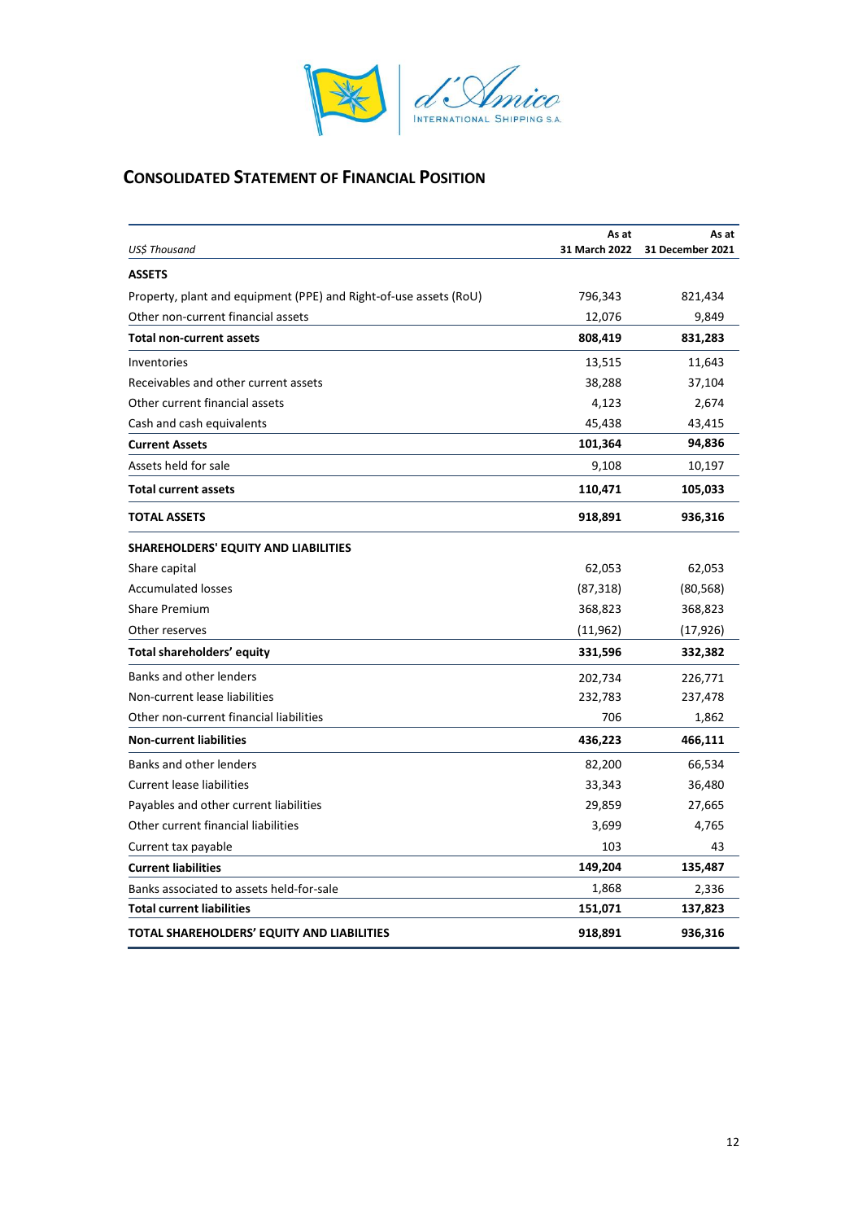## CONSOLIDATED STATEMENT OF FINANCIAL POSITION

| *US$ Thousand* | As at 31 March 2022 | As at 31 December 2021 |
|---|---|---|
| **ASSETS** | | |
| Property, plant and equipment (PPE) and Right-of-use assets (RoU) | 796,343 | 821,434 |
| Other non-current financial assets | 12,076 | 9,849 |
| **Total non-current assets** | **808,419** | **831,283** |
| Inventories | 13,515 | 11,643 |
| Receivables and other current assets | 38,288 | 37,104 |
| Other current financial assets | 4,123 | 2,674 |
| Cash and cash equivalents | 45,438 | 43,415 |
| **Current Assets** | **101,364** | **94,836** |
| Assets held for sale | 9,108 | 10,197 |
| **Total current assets** | **110,471** | **105,033** |
| **TOTAL ASSETS** | **918,891** | **936,316** |
| **SHAREHOLDERS' EQUITY AND LIABILITIES** | | |
| Share capital | 62,053 | 62,053 |
| Accumulated losses | (87,318) | (80,568) |
| Share Premium | 368,823 | 368,823 |
| Other reserves | (11,962) | (17,926) |
| **Total shareholders' equity** | **331,596** | **332,382** |
| Banks and other lenders | 202,734 | 226,771 |
| Non-current lease liabilities | 232,783 | 237,478 |
| Other non-current financial liabilities | 706 | 1,862 |
| **Non-current liabilities** | **436,223** | **466,111** |
| Banks and other lenders | 82,200 | 66,534 |
| Current lease liabilities | 33,343 | 36,480 |
| Payables and other current liabilities | 29,859 | 27,665 |
| Other current financial liabilities | 3,699 | 4,765 |
| Current tax payable | 103 | 43 |
| **Current liabilities** | **149,204** | **135,487** |
| Banks associated to assets held-for-sale | 1,868 | 2,336 |
| **Total current liabilities** | **151,071** | **137,823** |
| **TOTAL SHAREHOLDERS' EQUITY AND LIABILITIES** | **918,891** | **936,316** |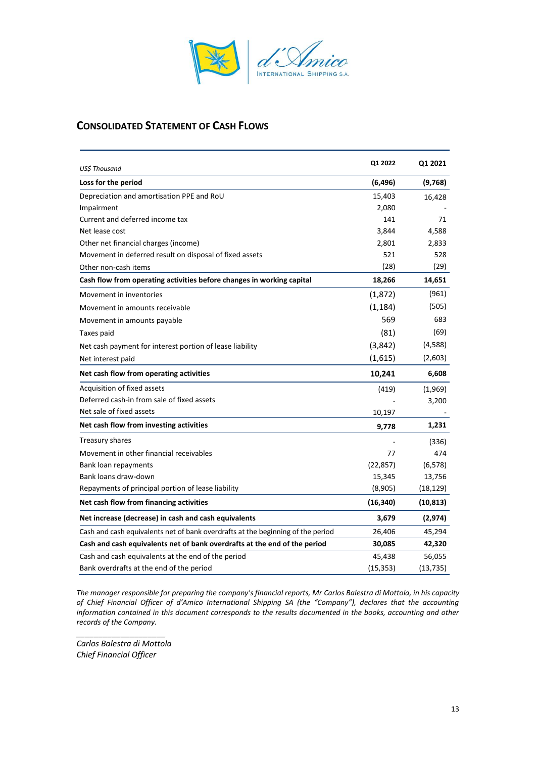## CONSOLIDATED STATEMENT OF CASH FLOWS

| *US$ Thousand* | Q1 2022 | Q1 2021 |
|---|---|---|
| **Loss for the period** | **(6,496)** | **(9,768)** |
| Depreciation and amortisation PPE and RoU | 15,403 | 16,428 |
| Impairment | 2,080 | - |
| Current and deferred income tax | 141 | 71 |
| Net lease cost | 3,844 | 4,588 |
| Other net financial charges (income) | 2,801 | 2,833 |
| Movement in deferred result on disposal of fixed assets | 521 | 528 |
| Other non-cash items | (28) | (29) |
| **Cash flow from operating activities before changes in working capital** | **18,266** | **14,651** |
| Movement in inventories | (1,872) | (961) |
| Movement in amounts receivable | (1,184) | (505) |
| Movement in amounts payable | 569 | 683 |
| Taxes paid | (81) | (69) |
| Net cash payment for interest portion of lease liability | (3,842) | (4,588) |
| Net interest paid | (1,615) | (2,603) |
| **Net cash flow from operating activities** | **10,241** | **6,608** |
| Acquisition of fixed assets | (419) | (1,969) |
| Deferred cash-in from sale of fixed assets | - | 3,200 |
| Net sale of fixed assets | 10,197 | - |
| **Net cash flow from investing activities** | **9,778** | **1,231** |
| Treasury shares | - | (336) |
| Movement in other financial receivables | 77 | 474 |
| Bank loan repayments | (22,857) | (6,578) |
| Bank loans draw-down | 15,345 | 13,756 |
| Repayments of principal portion of lease liability | (8,905) | (18,129) |
| **Net cash flow from financing activities** | **(16,340)** | **(10,813)** |
| **Net increase (decrease) in cash and cash equivalents** | **3,679** | **(2,974)** |
| Cash and cash equivalents net of bank overdrafts at the beginning of the period | 26,406 | 45,294 |
| **Cash and cash equivalents net of bank overdrafts at the end of the period** | **30,085** | **42,320** |
| Cash and cash equivalents at the end of the period | 45,438 | 56,055 |
| Bank overdrafts at the end of the period | (15,353) | (13,735) |

*The manager responsible for preparing the company's financial reports, Mr Carlos Balestra di Mottola, in his capacity of Chief Financial Officer of d'Amico International Shipping SA (the "Company"), declares that the accounting information contained in this document corresponds to the results documented in the books, accounting and other records of the Company.*

*Carlos Balestra di Mottola*
*Chief Financial Officer*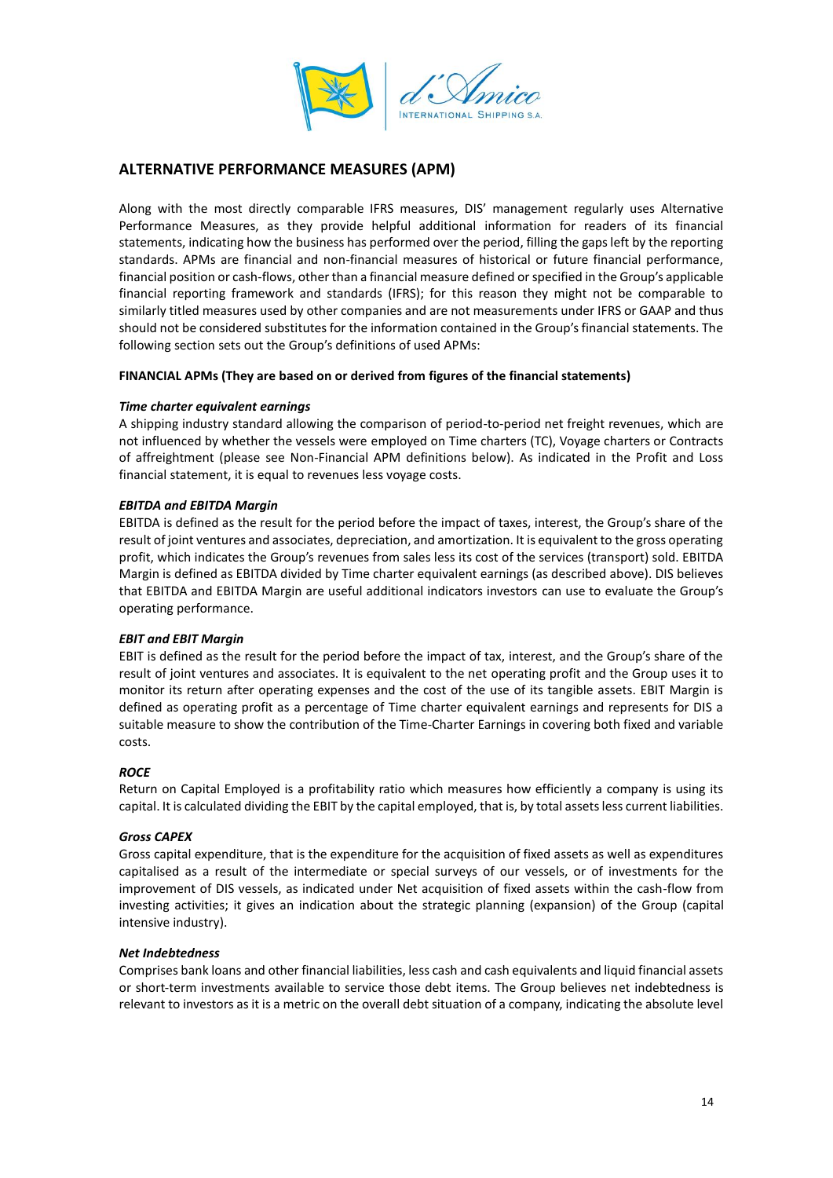## ALTERNATIVE PERFORMANCE MEASURES (APM)

Along with the most directly comparable IFRS measures, DIS' management regularly uses Alternative Performance Measures, as they provide helpful additional information for readers of its financial statements, indicating how the business has performed over the period, filling the gaps left by the reporting standards. APMs are financial and non-financial measures of historical or future financial performance, financial position or cash-flows, other than a financial measure defined or specified in the Group's applicable financial reporting framework and standards (IFRS); for this reason they might not be comparable to similarly titled measures used by other companies and are not measurements under IFRS or GAAP and thus should not be considered substitutes for the information contained in the Group's financial statements. The following section sets out the Group's definitions of used APMs:

**FINANCIAL APMs (They are based on or derived from figures of the financial statements)**

***Time charter equivalent earnings***

A shipping industry standard allowing the comparison of period-to-period net freight revenues, which are not influenced by whether the vessels were employed on Time charters (TC), Voyage charters or Contracts of affreightment (please see Non-Financial APM definitions below). As indicated in the Profit and Loss financial statement, it is equal to revenues less voyage costs.

***EBITDA and EBITDA Margin***

EBITDA is defined as the result for the period before the impact of taxes, interest, the Group's share of the result of joint ventures and associates, depreciation, and amortization. It is equivalent to the gross operating profit, which indicates the Group's revenues from sales less its cost of the services (transport) sold. EBITDA Margin is defined as EBITDA divided by Time charter equivalent earnings (as described above). DIS believes that EBITDA and EBITDA Margin are useful additional indicators investors can use to evaluate the Group's operating performance.

***EBIT and EBIT Margin***

EBIT is defined as the result for the period before the impact of tax, interest, and the Group's share of the result of joint ventures and associates. It is equivalent to the net operating profit and the Group uses it to monitor its return after operating expenses and the cost of the use of its tangible assets. EBIT Margin is defined as operating profit as a percentage of Time charter equivalent earnings and represents for DIS a suitable measure to show the contribution of the Time-Charter Earnings in covering both fixed and variable costs.

***ROCE***

Return on Capital Employed is a profitability ratio which measures how efficiently a company is using its capital. It is calculated dividing the EBIT by the capital employed, that is, by total assets less current liabilities.

***Gross CAPEX***

Gross capital expenditure, that is the expenditure for the acquisition of fixed assets as well as expenditures capitalised as a result of the intermediate or special surveys of our vessels, or of investments for the improvement of DIS vessels, as indicated under Net acquisition of fixed assets within the cash-flow from investing activities; it gives an indication about the strategic planning (expansion) of the Group (capital intensive industry).

***Net Indebtedness***

Comprises bank loans and other financial liabilities, less cash and cash equivalents and liquid financial assets or short-term investments available to service those debt items. The Group believes net indebtedness is relevant to investors as it is a metric on the overall debt situation of a company, indicating the absolute level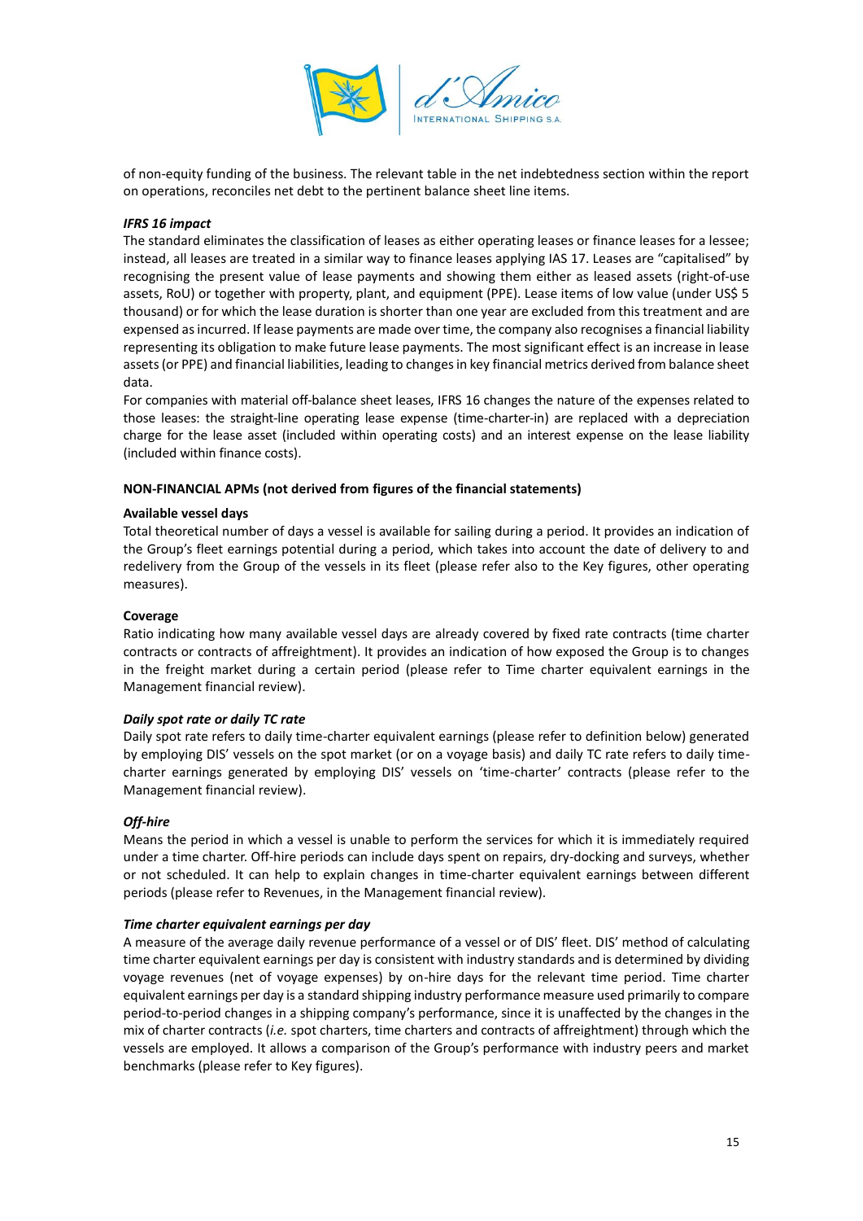of non-equity funding of the business. The relevant table in the net indebtedness section within the report on operations, reconciles net debt to the pertinent balance sheet line items.

***IFRS 16 impact***

The standard eliminates the classification of leases as either operating leases or finance leases for a lessee; instead, all leases are treated in a similar way to finance leases applying IAS 17. Leases are "capitalised" by recognising the present value of lease payments and showing them either as leased assets (right-of-use assets, RoU) or together with property, plant, and equipment (PPE). Lease items of low value (under US$ 5 thousand) or for which the lease duration is shorter than one year are excluded from this treatment and are expensed as incurred. If lease payments are made over time, the company also recognises a financial liability representing its obligation to make future lease payments. The most significant effect is an increase in lease assets (or PPE) and financial liabilities, leading to changes in key financial metrics derived from balance sheet data.

For companies with material off-balance sheet leases, IFRS 16 changes the nature of the expenses related to those leases: the straight-line operating lease expense (time-charter-in) are replaced with a depreciation charge for the lease asset (included within operating costs) and an interest expense on the lease liability (included within finance costs).

**NON-FINANCIAL APMs (not derived from figures of the financial statements)**

**Available vessel days**

Total theoretical number of days a vessel is available for sailing during a period. It provides an indication of the Group's fleet earnings potential during a period, which takes into account the date of delivery to and redelivery from the Group of the vessels in its fleet (please refer also to the Key figures, other operating measures).

**Coverage**

Ratio indicating how many available vessel days are already covered by fixed rate contracts (time charter contracts or contracts of affreightment). It provides an indication of how exposed the Group is to changes in the freight market during a certain period (please refer to Time charter equivalent earnings in the Management financial review).

***Daily spot rate or daily TC rate***

Daily spot rate refers to daily time-charter equivalent earnings (please refer to definition below) generated by employing DIS' vessels on the spot market (or on a voyage basis) and daily TC rate refers to daily time-charter earnings generated by employing DIS' vessels on 'time-charter' contracts (please refer to the Management financial review).

***Off-hire***

Means the period in which a vessel is unable to perform the services for which it is immediately required under a time charter. Off-hire periods can include days spent on repairs, dry-docking and surveys, whether or not scheduled. It can help to explain changes in time-charter equivalent earnings between different periods (please refer to Revenues, in the Management financial review).

***Time charter equivalent earnings per day***

A measure of the average daily revenue performance of a vessel or of DIS' fleet. DIS' method of calculating time charter equivalent earnings per day is consistent with industry standards and is determined by dividing voyage revenues (net of voyage expenses) by on-hire days for the relevant time period. Time charter equivalent earnings per day is a standard shipping industry performance measure used primarily to compare period-to-period changes in a shipping company's performance, since it is unaffected by the changes in the mix of charter contracts (*i.e.* spot charters, time charters and contracts of affreightment) through which the vessels are employed. It allows a comparison of the Group's performance with industry peers and market benchmarks (please refer to Key figures).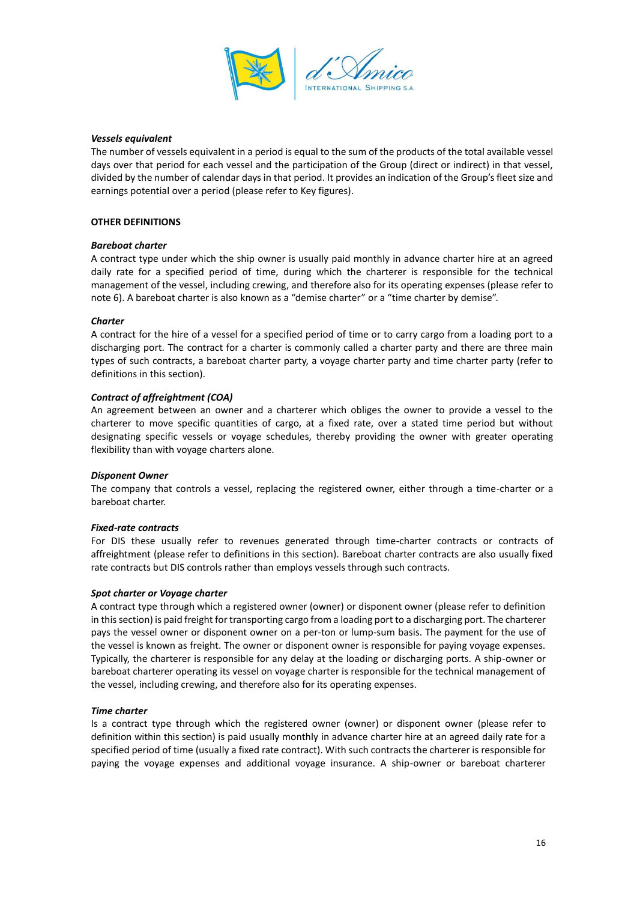***Vessels equivalent***
The number of vessels equivalent in a period is equal to the sum of the products of the total available vessel days over that period for each vessel and the participation of the Group (direct or indirect) in that vessel, divided by the number of calendar days in that period. It provides an indication of the Group's fleet size and earnings potential over a period (please refer to Key figures).

**OTHER DEFINITIONS**

***Bareboat charter***
A contract type under which the ship owner is usually paid monthly in advance charter hire at an agreed daily rate for a specified period of time, during which the charterer is responsible for the technical management of the vessel, including crewing, and therefore also for its operating expenses (please refer to note 6). A bareboat charter is also known as a "demise charter" or a "time charter by demise".

***Charter***
A contract for the hire of a vessel for a specified period of time or to carry cargo from a loading port to a discharging port. The contract for a charter is commonly called a charter party and there are three main types of such contracts, a bareboat charter party, a voyage charter party and time charter party (refer to definitions in this section).

***Contract of affreightment (COA)***
An agreement between an owner and a charterer which obliges the owner to provide a vessel to the charterer to move specific quantities of cargo, at a fixed rate, over a stated time period but without designating specific vessels or voyage schedules, thereby providing the owner with greater operating flexibility than with voyage charters alone.

***Disponent Owner***
The company that controls a vessel, replacing the registered owner, either through a time-charter or a bareboat charter.

***Fixed-rate contracts***
For DIS these usually refer to revenues generated through time-charter contracts or contracts of affreightment (please refer to definitions in this section). Bareboat charter contracts are also usually fixed rate contracts but DIS controls rather than employs vessels through such contracts.

***Spot charter or Voyage charter***
A contract type through which a registered owner (owner) or disponent owner (please refer to definition in this section) is paid freight for transporting cargo from a loading port to a discharging port. The charterer pays the vessel owner or disponent owner on a per-ton or lump-sum basis. The payment for the use of the vessel is known as freight. The owner or disponent owner is responsible for paying voyage expenses. Typically, the charterer is responsible for any delay at the loading or discharging ports. A ship-owner or bareboat charterer operating its vessel on voyage charter is responsible for the technical management of the vessel, including crewing, and therefore also for its operating expenses.

***Time charter***
Is a contract type through which the registered owner (owner) or disponent owner (please refer to definition within this section) is paid usually monthly in advance charter hire at an agreed daily rate for a specified period of time (usually a fixed rate contract). With such contracts the charterer is responsible for paying the voyage expenses and additional voyage insurance. A ship-owner or bareboat charterer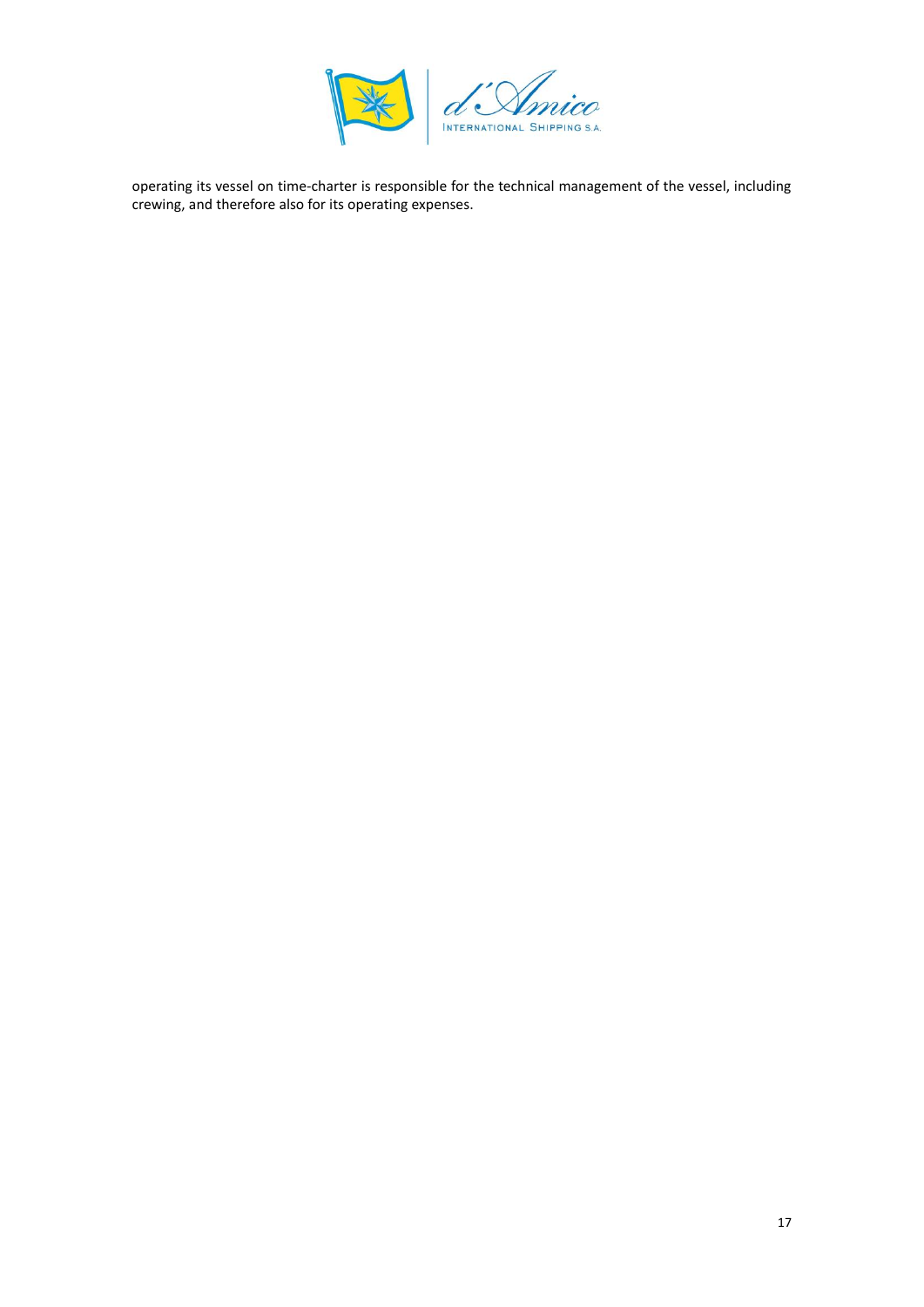operating its vessel on time-charter is responsible for the technical management of the vessel, including crewing, and therefore also for its operating expenses.